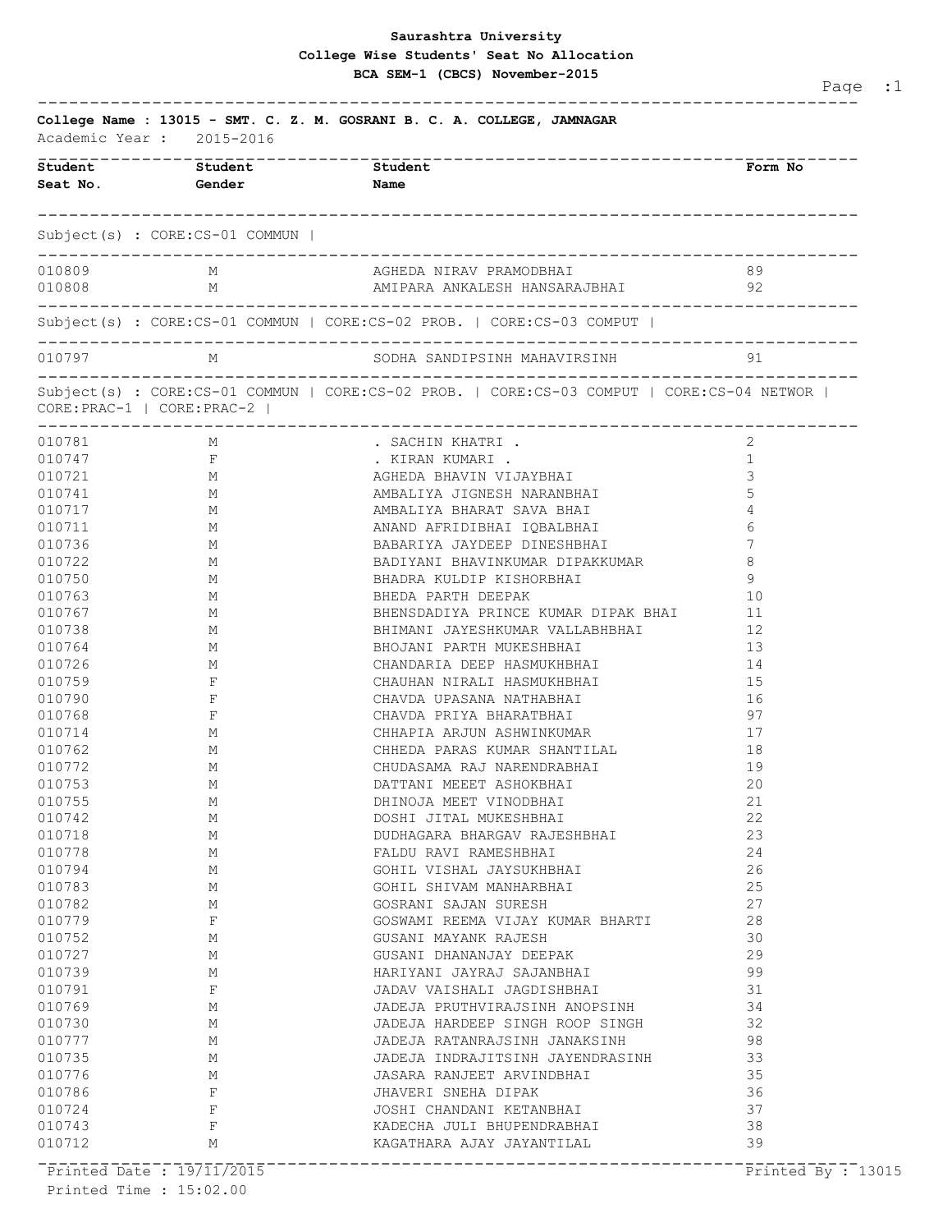**Saurashtra University**
**College Wise Students' Seat No Allocation**
**BCA SEM-1 (CBCS) November-2015**

**College Name : 13015 - SMT. C. Z. M. GOSRANI B. C. A. COLLEGE, JAMNAGAR**

Academic Year : 2015-2016

Subject(s) : CORE:CS-01 COMMUN |

| Student Seat No. | Student Gender | Student Name | Form No |
|---|---|---|---|
| 010809 | M | AGHEDA NIRAV PRAMODBHAI | 89 |
| 010808 | M | AMIPARA ANKALESH HANSARAJBHAI | 92 |

Subject(s) : CORE:CS-01 COMMUN | CORE:CS-02 PROB. | CORE:CS-03 COMPUT |

| Student Seat No. | Student Gender | Student Name | Form No |
|---|---|---|---|
| 010797 | M | SODHA SANDIPSINH MAHAVIRSINH | 91 |

Subject(s) : CORE:CS-01 COMMUN | CORE:CS-02 PROB. | CORE:CS-03 COMPUT | CORE:CS-04 NETWOR | CORE:PRAC-1 | CORE:PRAC-2 |

| Student Seat No. | Student Gender | Student Name | Form No |
|---|---|---|---|
| 010781 | M | . SACHIN KHATRI . | 2 |
| 010747 | F | . KIRAN KUMARI . | 1 |
| 010721 | M | AGHEDA BHAVIN VIJAYBHAI | 3 |
| 010741 | M | AMBALIYA JIGNESH NARANBHAI | 5 |
| 010717 | M | AMBALIYA BHARAT SAVA BHAI | 4 |
| 010711 | M | ANAND AFRIDIBHAI IQBALBHAI | 6 |
| 010736 | M | BABARIYA JAYDEEP DINESHBHAI | 7 |
| 010722 | M | BADIYANI BHAVINKUMAR DIPAKKUMAR | 8 |
| 010750 | M | BHADRA KULDIP KISHORBHAI | 9 |
| 010763 | M | BHEDA PARTH DEEPAK | 10 |
| 010767 | M | BHENSDADIYA PRINCE KUMAR DIPAK BHAI | 11 |
| 010738 | M | BHIMANI JAYESHKUMAR VALLABHBHAI | 12 |
| 010764 | M | BHOJANI PARTH MUKESHBHAI | 13 |
| 010726 | M | CHANDARIA DEEP HASMUKHBHAI | 14 |
| 010759 | F | CHAUHAN NIRALI HASMUKHBHAI | 15 |
| 010790 | F | CHAVDA UPASANA NATHABHAI | 16 |
| 010768 | F | CHAVDA PRIYA BHARATBHAI | 97 |
| 010714 | M | CHHAPIA ARJUN ASHWINKUMAR | 17 |
| 010762 | M | CHHEDA PARAS KUMAR SHANTILAL | 18 |
| 010772 | M | CHUDASAMA RAJ NARENDRABHAI | 19 |
| 010753 | M | DATTANI MEEET ASHOKBHAI | 20 |
| 010755 | M | DHINOJA MEET VINODBHAI | 21 |
| 010742 | M | DOSHI JITAL MUKESHBHAI | 22 |
| 010718 | M | DUDHAGARA BHARGAV RAJESHBHAI | 23 |
| 010778 | M | FALDU RAVI RAMESHBHAI | 24 |
| 010794 | M | GOHIL VISHAL JAYSUKHBHAI | 26 |
| 010783 | M | GOHIL SHIVAM MANHARBHAI | 25 |
| 010782 | M | GOSRANI SAJAN SURESH | 27 |
| 010779 | F | GOSWAMI REEMA VIJAY KUMAR BHARTI | 28 |
| 010752 | M | GUSANI MAYANK RAJESH | 30 |
| 010727 | M | GUSANI DHANANJAY DEEPAK | 29 |
| 010739 | M | HARIYANI JAYRAJ SAJANBHAI | 99 |
| 010791 | F | JADAV VAISHALI JAGDISHBHAI | 31 |
| 010769 | M | JADEJA PRUTHVIRAJSINH ANOPSINH | 34 |
| 010730 | M | JADEJA HARDEEP SINGH ROOP SINGH | 32 |
| 010777 | M | JADEJA RATANRAJSINH JANAKSINH | 98 |
| 010735 | M | JADEJA INDRAJITSINH JAYENDRASINH | 33 |
| 010776 | M | JASARA RANJEET ARVINDBHAI | 35 |
| 010786 | F | JHAVERI SNEHA DIPAK | 36 |
| 010724 | F | JOSHI CHANDANI KETANBHAI | 37 |
| 010743 | F | KADECHA JULI BHUPENDRABHAI | 38 |
| 010712 | M | KAGATHARA AJAY JAYANTILAL | 39 |

Printed Date : 19/11/2015
Printed Time : 15:02.00
Printed By : 13015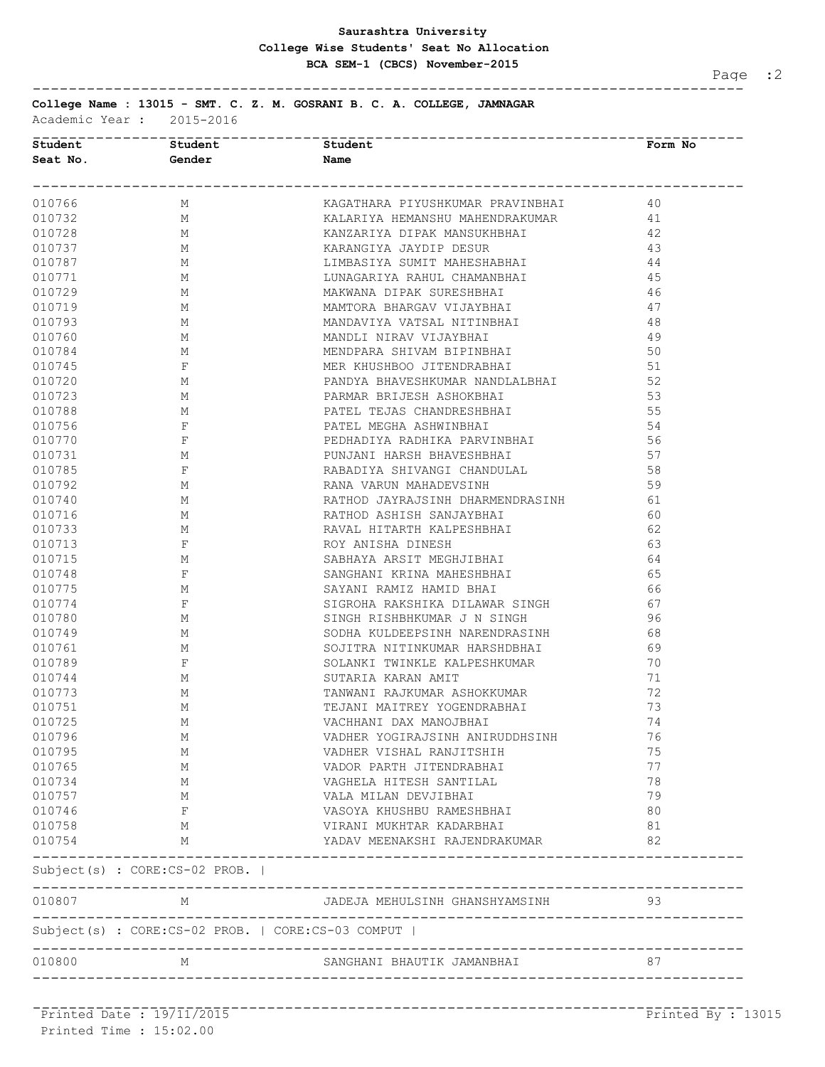# Saurashtra University

## College Wise Students' Seat No Allocation

### BCA SEM-1 (CBCS) November-2015

**College Name : 13015 - SMT. C. Z. M. GOSRANI B. C. A. COLLEGE, JAMNAGAR**

Academic Year : 2015-2016

| Student Seat No. | Student Gender | Student Name | Form No |
|---|---|---|---|
| 010766 | M | KAGATHARA PIYUSHKUMAR PRAVINBHAI | 40 |
| 010732 | M | KALARIYA HEMANSHU MAHENDRAKUMAR | 41 |
| 010728 | M | KANZARIYA DIPAK MANSUKHBHAI | 42 |
| 010737 | M | KARANGIYA JAYDIP DESUR | 43 |
| 010787 | M | LIMBASIYA SUMIT MAHESHABHAI | 44 |
| 010771 | M | LUNAGARIYA RAHUL CHAMANBHAI | 45 |
| 010729 | M | MAKWANA DIPAK SURESHBHAI | 46 |
| 010719 | M | MAMTORA BHARGAV VIJAYBHAI | 47 |
| 010793 | M | MANDAVIYA VATSAL NITINBHAI | 48 |
| 010760 | M | MANDLI NIRAV VIJAYBHAI | 49 |
| 010784 | M | MENDPARA SHIVAM BIPINBHAI | 50 |
| 010745 | F | MER KHUSHBOO JITENDRABHAI | 51 |
| 010720 | M | PANDYA BHAVESHKUMAR NANDLALBHAI | 52 |
| 010723 | M | PARMAR BRIJESH ASHOKBHAI | 53 |
| 010788 | M | PATEL TEJAS CHANDRESHBHAI | 55 |
| 010756 | F | PATEL MEGHA ASHWINBHAI | 54 |
| 010770 | F | PEDHADIYA RADHIKA PARVINBHAI | 56 |
| 010731 | M | PUNJANI HARSH BHAVESHBHAI | 57 |
| 010785 | F | RABADIYA SHIVANGI CHANDULAL | 58 |
| 010792 | M | RANA VARUN MAHADEVSINH | 59 |
| 010740 | M | RATHOD JAYRAJSINH DHARMENDRASINH | 61 |
| 010716 | M | RATHOD ASHISH SANJAYBHAI | 60 |
| 010733 | M | RAVAL HITARTH KALPESHBHAI | 62 |
| 010713 | F | ROY ANISHA DINESH | 63 |
| 010715 | M | SABHAYA ARSIT MEGHJIBHAI | 64 |
| 010748 | F | SANGHANI KRINA MAHESHBHAI | 65 |
| 010775 | M | SAYANI RAMIZ HAMID BHAI | 66 |
| 010774 | F | SIGROHA RAKSHIKA DILAWAR SINGH | 67 |
| 010780 | M | SINGH RISHBHKUMAR J N SINGH | 96 |
| 010749 | M | SODHA KULDEEPSINH NARENDRASINH | 68 |
| 010761 | M | SOJITRA NITINKUMAR HARSHDBHAI | 69 |
| 010789 | F | SOLANKI TWINKLE KALPESHKUMAR | 70 |
| 010744 | M | SUTARIA KARAN AMIT | 71 |
| 010773 | M | TANWANI RAJKUMAR ASHOKKUMAR | 72 |
| 010751 | M | TEJANI MAITREY YOGENDRABHAI | 73 |
| 010725 | M | VACHHANI DAX MANOJBHAI | 74 |
| 010796 | M | VADHER YOGIRAJSINH ANIRUDDHSINH | 76 |
| 010795 | M | VADHER VISHAL RANJITSHIH | 75 |
| 010765 | M | VADOR PARTH JITENDRABHAI | 77 |
| 010734 | M | VAGHELA HITESH SANTILAL | 78 |
| 010757 | M | VALA MILAN DEVJIBHAI | 79 |
| 010746 | F | VASOYA KHUSHBU RAMESHBHAI | 80 |
| 010758 | M | VIRANI MUKHTAR KADARBHAI | 81 |
| 010754 | M | YADAV MEENAKSHI RAJENDRAKUMAR | 82 |

Subject(s) : CORE:CS-02 PROB. |

| Student Seat No. | Student Gender | Student Name | Form No |
|---|---|---|---|
| 010807 | M | JADEJA MEHULSINH GHANSHYAMSINH | 93 |

Subject(s) : CORE:CS-02 PROB. | CORE:CS-03 COMPUT |

| Student Seat No. | Student Gender | Student Name | Form No |
|---|---|---|---|
| 010800 | M | SANGHANI BHAUTIK JAMANBHAI | 87 |

Printed Date : 19/11/2015
Printed Time : 15:02.00
Printed By : 13015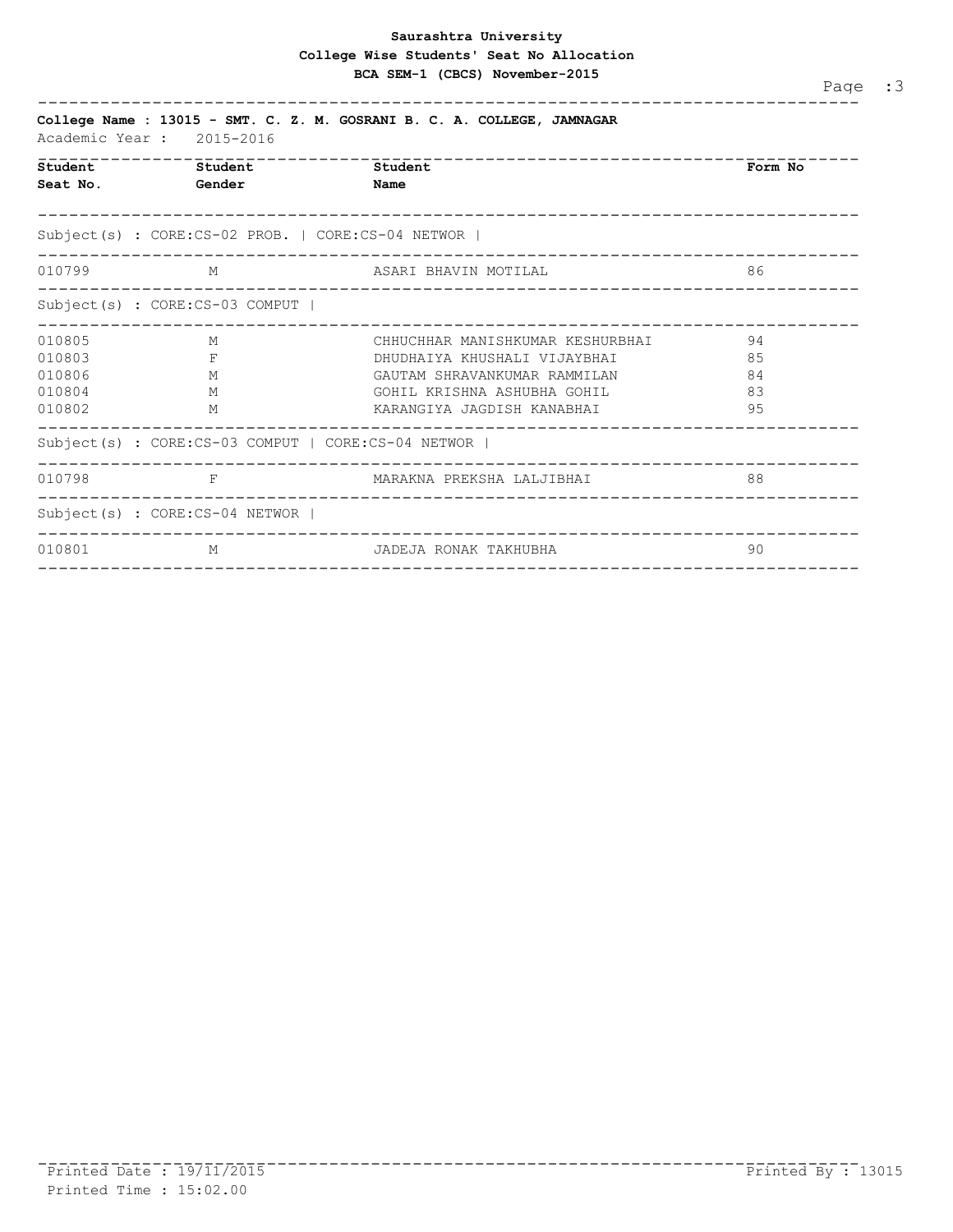**Saurashtra University**
**College Wise Students' Seat No Allocation**
**BCA SEM-1 (CBCS) November-2015**

**College Name : 13015 - SMT. C. Z. M. GOSRANI B. C. A. COLLEGE, JAMNAGAR**
Academic Year : 2015-2016

| Student Seat No. | Student Gender | Student Name | Form No |
|---|---|---|---|
| Subject(s) : CORE:CS-02 PROB. \| CORE:CS-04 NETWOR \| | | | |
| 010799 | M | ASARI BHAVIN MOTILAL | 86 |
| Subject(s) : CORE:CS-03 COMPUT \| | | | |
| 010805 | M | CHHUCHHAR MANISHKUMAR KESHURBHAI | 94 |
| 010803 | F | DHUDHAIYA KHUSHALI VIJAYBHAI | 85 |
| 010806 | M | GAUTAM SHRAVANKUMAR RAMMILAN | 84 |
| 010804 | M | GOHIL KRISHNA ASHUBHA GOHIL | 83 |
| 010802 | M | KARANGIYA JAGDISH KANABHAI | 95 |
| Subject(s) : CORE:CS-03 COMPUT \| CORE:CS-04 NETWOR \| | | | |
| 010798 | F | MARAKNA PREKSHA LALJIBHAI | 88 |
| Subject(s) : CORE:CS-04 NETWOR \| | | | |
| 010801 | M | JADEJA RONAK TAKHUBHA | 90 |

Printed Date : 19/11/2015
Printed Time : 15:02.00

Printed By : 13015